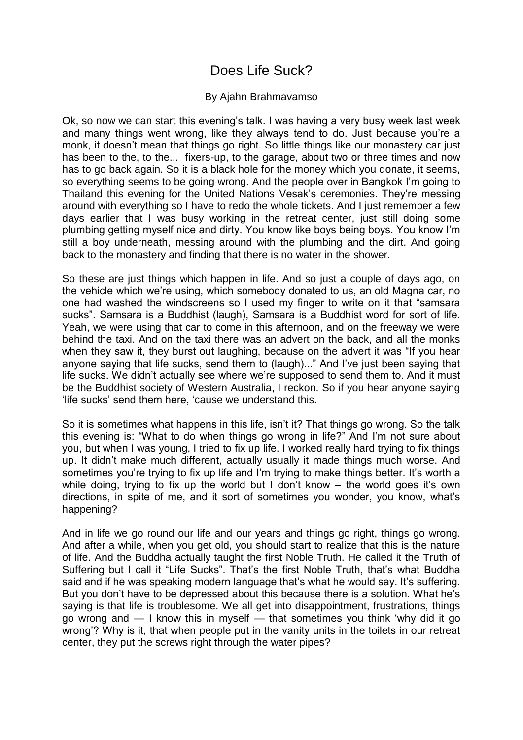# Does Life Suck?

By Ajahn Brahmavamso

Ok, so now we can start this evening's talk. I was having a very busy week last week and many things went wrong, like they always tend to do. Just because you're a monk, it doesn't mean that things go right. So little things like our monastery car just has been to the, to the... fixers-up, to the garage, about two or three times and now has to go back again. So it is a black hole for the money which you donate, it seems, so everything seems to be going wrong. And the people over in Bangkok I'm going to Thailand this evening for the United Nations Vesak's ceremonies. They're messing around with everything so I have to redo the whole tickets. And I just remember a few days earlier that I was busy working in the retreat center, just still doing some plumbing getting myself nice and dirty. You know like boys being boys. You know I'm still a boy underneath, messing around with the plumbing and the dirt. And going back to the monastery and finding that there is no water in the shower.

So these are just things which happen in life. And so just a couple of days ago, on the vehicle which we're using, which somebody donated to us, an old Magna car, no one had washed the windscreens so I used my finger to write on it that "samsara sucks". Samsara is a Buddhist (laugh), Samsara is a Buddhist word for sort of life. Yeah, we were using that car to come in this afternoon, and on the freeway we were behind the taxi. And on the taxi there was an advert on the back, and all the monks when they saw it, they burst out laughing, because on the advert it was "If you hear anyone saying that life sucks, send them to (laugh)..." And I've just been saying that life sucks. We didn't actually see where we're supposed to send them to. And it must be the Buddhist society of Western Australia, I reckon. So if you hear anyone saying 'life sucks' send them here, 'cause we understand this.

So it is sometimes what happens in this life, isn't it? That things go wrong. So the talk this evening is: "What to do when things go wrong in life?" And I'm not sure about you, but when I was young, I tried to fix up life. I worked really hard trying to fix things up. It didn't make much different, actually usually it made things much worse. And sometimes you're trying to fix up life and I'm trying to make things better. It's worth a while doing, trying to fix up the world but I don't know – the world goes it's own directions, in spite of me, and it sort of sometimes you wonder, you know, what's happening?

And in life we go round our life and our years and things go right, things go wrong. And after a while, when you get old, you should start to realize that this is the nature of life. And the Buddha actually taught the first Noble Truth. He called it the Truth of Suffering but I call it "Life Sucks". That's the first Noble Truth, that's what Buddha said and if he was speaking modern language that's what he would say. It's suffering. But you don't have to be depressed about this because there is a solution. What he's saying is that life is troublesome. We all get into disappointment, frustrations, things go wrong and — I know this in myself — that sometimes you think 'why did it go wrong'? Why is it, that when people put in the vanity units in the toilets in our retreat center, they put the screws right through the water pipes?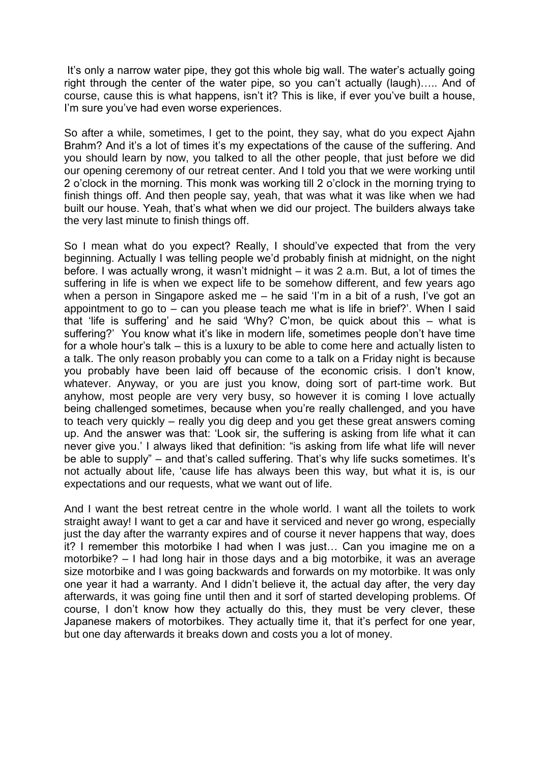It's only a narrow water pipe, they got this whole big wall. The water's actually going right through the center of the water pipe, so you can't actually (laugh)….. And of course, cause this is what happens, isn't it? This is like, if ever you've built a house, I'm sure you've had even worse experiences.

So after a while, sometimes, I get to the point, they say, what do you expect Ajahn Brahm? And it's a lot of times it's my expectations of the cause of the suffering. And you should learn by now, you talked to all the other people, that just before we did our opening ceremony of our retreat center. And I told you that we were working until 2 o'clock in the morning. This monk was working till 2 o'clock in the morning trying to finish things off. And then people say, yeah, that was what it was like when we had built our house. Yeah, that's what when we did our project. The builders always take the very last minute to finish things off.

So I mean what do you expect? Really, I should've expected that from the very beginning. Actually I was telling people we'd probably finish at midnight, on the night before. I was actually wrong, it wasn't midnight – it was 2 a.m. But, a lot of times the suffering in life is when we expect life to be somehow different, and few years ago when a person in Singapore asked me – he said 'I'm in a bit of a rush, I've got an appointment to go to – can you please teach me what is life in brief?'. When I said that 'life is suffering' and he said 'Why? C'mon, be quick about this – what is suffering?' You know what it's like in modern life, sometimes people don't have time for a whole hour's talk – this is a luxury to be able to come here and actually listen to a talk. The only reason probably you can come to a talk on a Friday night is because you probably have been laid off because of the economic crisis. I don't know, whatever. Anyway, or you are just you know, doing sort of part-time work. But anyhow, most people are very very busy, so however it is coming I love actually being challenged sometimes, because when you're really challenged, and you have to teach very quickly – really you dig deep and you get these great answers coming up. And the answer was that: 'Look sir, the suffering is asking from life what it can never give you.' I always liked that definition: "is asking from life what life will never be able to supply" – and that's called suffering. That's why life sucks sometimes. It's not actually about life, 'cause life has always been this way, but what it is, is our expectations and our requests, what we want out of life.

And I want the best retreat centre in the whole world. I want all the toilets to work straight away! I want to get a car and have it serviced and never go wrong, especially just the day after the warranty expires and of course it never happens that way, does it? I remember this motorbike I had when I was just… Can you imagine me on a motorbike? – I had long hair in those days and a big motorbike, it was an average size motorbike and I was going backwards and forwards on my motorbike. It was only one year it had a warranty. And I didn't believe it, the actual day after, the very day afterwards, it was going fine until then and it sorf of started developing problems. Of course, I don't know how they actually do this, they must be very clever, these Japanese makers of motorbikes. They actually time it, that it's perfect for one year, but one day afterwards it breaks down and costs you a lot of money.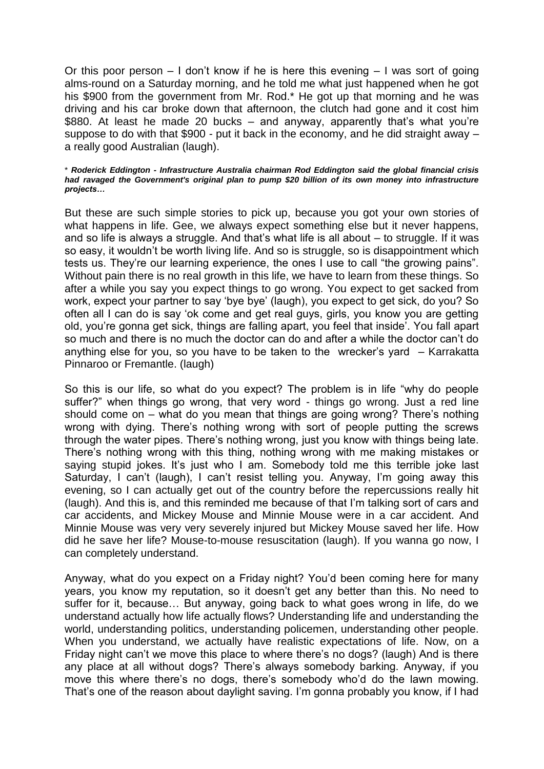Or this poor person – I don't know if he is here this evening – I was sort of going alms-round on a Saturday morning, and he told me what just happened when he got his $900 from the government from Mr. Rod.* He got up that morning and he was driving and his car broke down that afternoon, the clutch had gone and it cost him $880. At least he made 20 bucks – and anyway, apparently that's what you're suppose to do with that $900 - put it back in the economy, and he did straight away – a really good Australian (laugh).

\* ***Roderick Eddington - Infrastructure Australia chairman Rod Eddington said the global financial crisis had ravaged the Government's original plan to pump $20 billion of its own money into infrastructure projects…***

But these are such simple stories to pick up, because you got your own stories of what happens in life. Gee, we always expect something else but it never happens, and so life is always a struggle. And that's what life is all about – to struggle. If it was so easy, it wouldn't be worth living life. And so is struggle, so is disappointment which tests us. They're our learning experience, the ones I use to call "the growing pains". Without pain there is no real growth in this life, we have to learn from these things. So after a while you say you expect things to go wrong. You expect to get sacked from work, expect your partner to say 'bye bye' (laugh), you expect to get sick, do you? So often all I can do is say 'ok come and get real guys, girls, you know you are getting old, you're gonna get sick, things are falling apart, you feel that inside'. You fall apart so much and there is no much the doctor can do and after a while the doctor can't do anything else for you, so you have to be taken to the wrecker's yard – Karrakatta Pinnaroo or Fremantle. (laugh)

So this is our life, so what do you expect? The problem is in life "why do people suffer?" when things go wrong, that very word - things go wrong. Just a red line should come on – what do you mean that things are going wrong? There's nothing wrong with dying. There's nothing wrong with sort of people putting the screws through the water pipes. There's nothing wrong, just you know with things being late. There's nothing wrong with this thing, nothing wrong with me making mistakes or saying stupid jokes. It's just who I am. Somebody told me this terrible joke last Saturday, I can't (laugh), I can't resist telling you. Anyway, I'm going away this evening, so I can actually get out of the country before the repercussions really hit (laugh). And this is, and this reminded me because of that I'm talking sort of cars and car accidents, and Mickey Mouse and Minnie Mouse were in a car accident. And Minnie Mouse was very very severely injured but Mickey Mouse saved her life. How did he save her life? Mouse-to-mouse resuscitation (laugh). If you wanna go now, I can completely understand.

Anyway, what do you expect on a Friday night? You'd been coming here for many years, you know my reputation, so it doesn't get any better than this. No need to suffer for it, because… But anyway, going back to what goes wrong in life, do we understand actually how life actually flows? Understanding life and understanding the world, understanding politics, understanding policemen, understanding other people. When you understand, we actually have realistic expectations of life. Now, on a Friday night can't we move this place to where there's no dogs? (laugh) And is there any place at all without dogs? There's always somebody barking. Anyway, if you move this where there's no dogs, there's somebody who'd do the lawn mowing. That's one of the reason about daylight saving. I'm gonna probably you know, if I had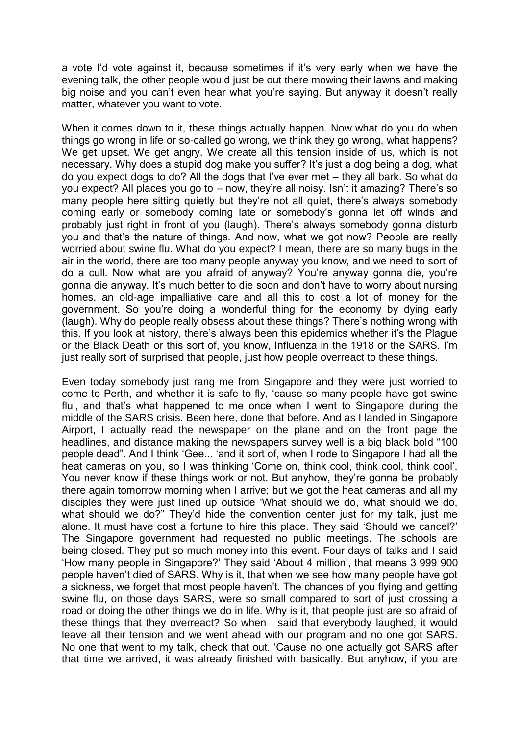a vote I'd vote against it, because sometimes if it's very early when we have the evening talk, the other people would just be out there mowing their lawns and making big noise and you can't even hear what you're saying. But anyway it doesn't really matter, whatever you want to vote.

When it comes down to it, these things actually happen. Now what do you do when things go wrong in life or so-called go wrong, we think they go wrong, what happens? We get upset. We get angry. We create all this tension inside of us, which is not necessary. Why does a stupid dog make you suffer? It's just a dog being a dog, what do you expect dogs to do? All the dogs that I've ever met – they all bark. So what do you expect? All places you go to – now, they're all noisy. Isn't it amazing? There's so many people here sitting quietly but they're not all quiet, there's always somebody coming early or somebody coming late or somebody's gonna let off winds and probably just right in front of you (laugh). There's always somebody gonna disturb you and that's the nature of things. And now, what we got now? People are really worried about swine flu. What do you expect? I mean, there are so many bugs in the air in the world, there are too many people anyway you know, and we need to sort of do a cull. Now what are you afraid of anyway? You're anyway gonna die, you're gonna die anyway. It's much better to die soon and don't have to worry about nursing homes, an old-age impalliative care and all this to cost a lot of money for the government. So you're doing a wonderful thing for the economy by dying early (laugh). Why do people really obsess about these things? There's nothing wrong with this. If you look at history, there's always been this epidemics whether it's the Plague or the Black Death or this sort of, you know, Influenza in the 1918 or the SARS. I'm just really sort of surprised that people, just how people overreact to these things.

Even today somebody just rang me from Singapore and they were just worried to come to Perth, and whether it is safe to fly, 'cause so many people have got swine flu', and that's what happened to me once when I went to Singapore during the middle of the SARS crisis. Been here, done that before. And as I landed in Singapore Airport, I actually read the newspaper on the plane and on the front page the headlines, and distance making the newspapers survey well is a big black bold "100 people dead". And I think 'Gee... 'and it sort of, when I rode to Singapore I had all the heat cameras on you, so I was thinking 'Come on, think cool, think cool, think cool'. You never know if these things work or not. But anyhow, they're gonna be probably there again tomorrow morning when I arrive; but we got the heat cameras and all my disciples they were just lined up outside 'What should we do, what should we do, what should we do?" They'd hide the convention center just for my talk, just me alone. It must have cost a fortune to hire this place. They said 'Should we cancel?' The Singapore government had requested no public meetings. The schools are being closed. They put so much money into this event. Four days of talks and I said 'How many people in Singapore?' They said 'About 4 million', that means 3 999 900 people haven't died of SARS. Why is it, that when we see how many people have got a sickness, we forget that most people haven't. The chances of you flying and getting swine flu, on those days SARS, were so small compared to sort of just crossing a road or doing the other things we do in life. Why is it, that people just are so afraid of these things that they overreact? So when I said that everybody laughed, it would leave all their tension and we went ahead with our program and no one got SARS. No one that went to my talk, check that out. 'Cause no one actually got SARS after that time we arrived, it was already finished with basically. But anyhow, if you are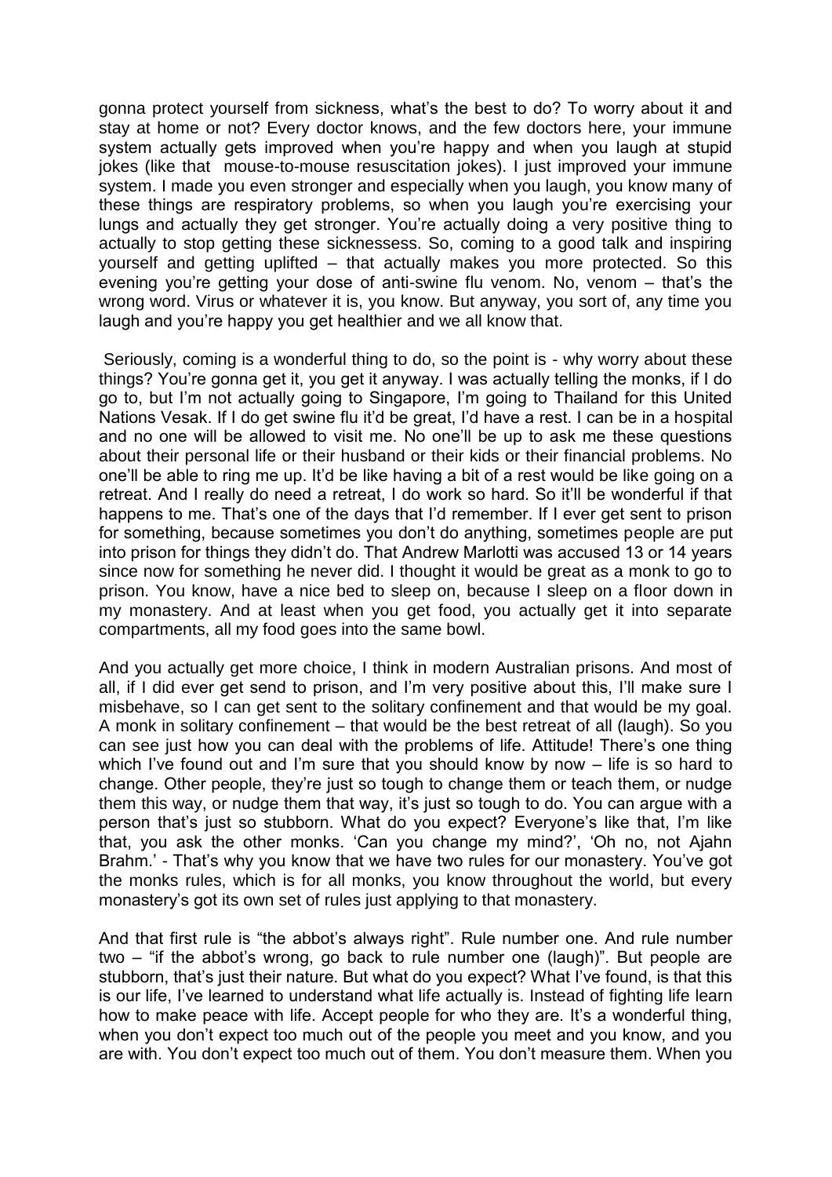gonna protect yourself from sickness, what's the best to do? To worry about it and stay at home or not? Every doctor knows, and the few doctors here, your immune system actually gets improved when you're happy and when you laugh at stupid jokes (like that mouse-to-mouse resuscitation jokes). I just improved your immune system. I made you even stronger and especially when you laugh, you know many of these things are respiratory problems, so when you laugh you're exercising your lungs and actually they get stronger. You're actually doing a very positive thing to actually to stop getting these sicknessess. So, coming to a good talk and inspiring yourself and getting uplifted – that actually makes you more protected. So this evening you're getting your dose of anti-swine flu venom. No, venom – that's the wrong word. Virus or whatever it is, you know. But anyway, you sort of, any time you laugh and you're happy you get healthier and we all know that.

Seriously, coming is a wonderful thing to do, so the point is - why worry about these things? You're gonna get it, you get it anyway. I was actually telling the monks, if I do go to, but I'm not actually going to Singapore, I'm going to Thailand for this United Nations Vesak. If I do get swine flu it'd be great, I'd have a rest. I can be in a hospital and no one will be allowed to visit me. No one'll be up to ask me these questions about their personal life or their husband or their kids or their financial problems. No one'll be able to ring me up. It'd be like having a bit of a rest would be like going on a retreat. And I really do need a retreat, I do work so hard. So it'll be wonderful if that happens to me. That's one of the days that I'd remember. If I ever get sent to prison for something, because sometimes you don't do anything, sometimes people are put into prison for things they didn't do. That Andrew Marlotti was accused 13 or 14 years since now for something he never did. I thought it would be great as a monk to go to prison. You know, have a nice bed to sleep on, because I sleep on a floor down in my monastery. And at least when you get food, you actually get it into separate compartments, all my food goes into the same bowl.

And you actually get more choice, I think in modern Australian prisons. And most of all, if I did ever get send to prison, and I'm very positive about this, I'll make sure I misbehave, so I can get sent to the solitary confinement and that would be my goal. A monk in solitary confinement – that would be the best retreat of all (laugh). So you can see just how you can deal with the problems of life. Attitude! There's one thing which I've found out and I'm sure that you should know by now – life is so hard to change. Other people, they're just so tough to change them or teach them, or nudge them this way, or nudge them that way, it's just so tough to do. You can argue with a person that's just so stubborn. What do you expect? Everyone's like that, I'm like that, you ask the other monks. 'Can you change my mind?', 'Oh no, not Ajahn Brahm.' - That's why you know that we have two rules for our monastery. You've got the monks rules, which is for all monks, you know throughout the world, but every monastery's got its own set of rules just applying to that monastery.

And that first rule is "the abbot's always right". Rule number one. And rule number two – "if the abbot's wrong, go back to rule number one (laugh)". But people are stubborn, that's just their nature. But what do you expect? What I've found, is that this is our life, I've learned to understand what life actually is. Instead of fighting life learn how to make peace with life. Accept people for who they are. It's a wonderful thing, when you don't expect too much out of the people you meet and you know, and you are with. You don't expect too much out of them. You don't measure them. When you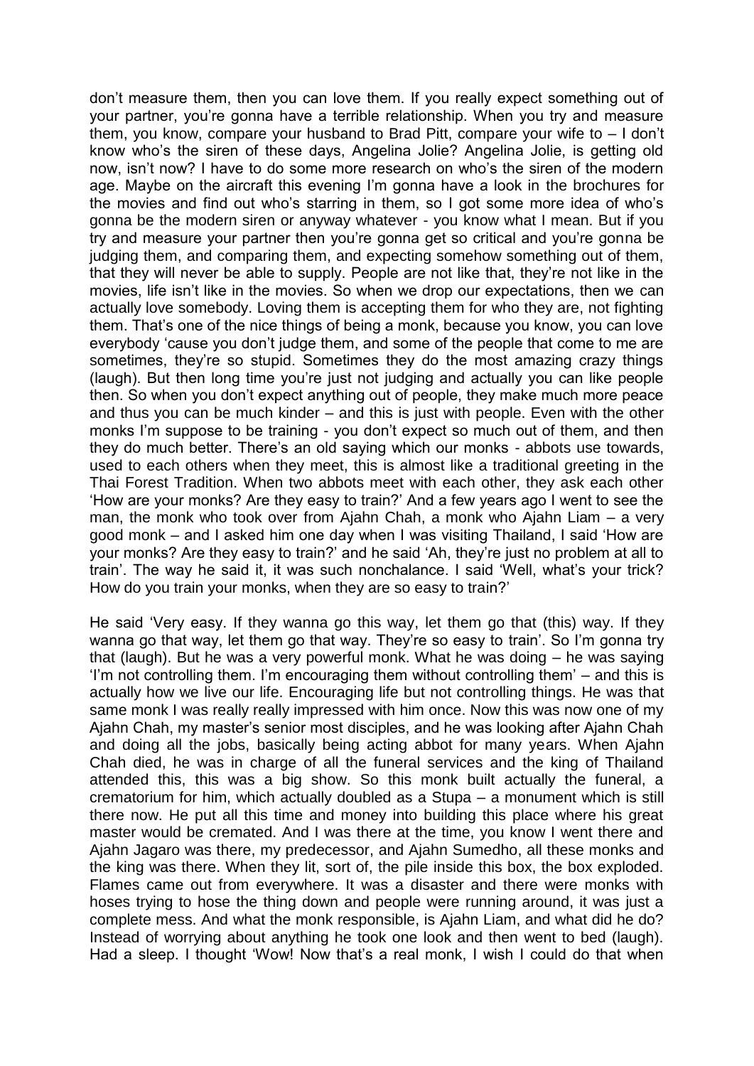don't measure them, then you can love them. If you really expect something out of your partner, you're gonna have a terrible relationship. When you try and measure them, you know, compare your husband to Brad Pitt, compare your wife to – I don't know who's the siren of these days, Angelina Jolie? Angelina Jolie, is getting old now, isn't now? I have to do some more research on who's the siren of the modern age. Maybe on the aircraft this evening I'm gonna have a look in the brochures for the movies and find out who's starring in them, so I got some more idea of who's gonna be the modern siren or anyway whatever - you know what I mean. But if you try and measure your partner then you're gonna get so critical and you're gonna be judging them, and comparing them, and expecting somehow something out of them, that they will never be able to supply. People are not like that, they're not like in the movies, life isn't like in the movies. So when we drop our expectations, then we can actually love somebody. Loving them is accepting them for who they are, not fighting them. That's one of the nice things of being a monk, because you know, you can love everybody 'cause you don't judge them, and some of the people that come to me are sometimes, they're so stupid. Sometimes they do the most amazing crazy things (laugh). But then long time you're just not judging and actually you can like people then. So when you don't expect anything out of people, they make much more peace and thus you can be much kinder – and this is just with people. Even with the other monks I'm suppose to be training - you don't expect so much out of them, and then they do much better. There's an old saying which our monks - abbots use towards, used to each others when they meet, this is almost like a traditional greeting in the Thai Forest Tradition. When two abbots meet with each other, they ask each other 'How are your monks? Are they easy to train?' And a few years ago I went to see the man, the monk who took over from Ajahn Chah, a monk who Ajahn Liam – a very good monk – and I asked him one day when I was visiting Thailand, I said 'How are your monks? Are they easy to train?' and he said 'Ah, they're just no problem at all to train'. The way he said it, it was such nonchalance. I said 'Well, what's your trick? How do you train your monks, when they are so easy to train?'

He said 'Very easy. If they wanna go this way, let them go that (this) way. If they wanna go that way, let them go that way. They're so easy to train'. So I'm gonna try that (laugh). But he was a very powerful monk. What he was doing – he was saying 'I'm not controlling them. I'm encouraging them without controlling them' – and this is actually how we live our life. Encouraging life but not controlling things. He was that same monk I was really really impressed with him once. Now this was now one of my Ajahn Chah, my master's senior most disciples, and he was looking after Ajahn Chah and doing all the jobs, basically being acting abbot for many years. When Ajahn Chah died, he was in charge of all the funeral services and the king of Thailand attended this, this was a big show. So this monk built actually the funeral, a crematorium for him, which actually doubled as a Stupa – a monument which is still there now. He put all this time and money into building this place where his great master would be cremated. And I was there at the time, you know I went there and Ajahn Jagaro was there, my predecessor, and Ajahn Sumedho, all these monks and the king was there. When they lit, sort of, the pile inside this box, the box exploded. Flames came out from everywhere. It was a disaster and there were monks with hoses trying to hose the thing down and people were running around, it was just a complete mess. And what the monk responsible, is Ajahn Liam, and what did he do? Instead of worrying about anything he took one look and then went to bed (laugh). Had a sleep. I thought 'Wow! Now that's a real monk, I wish I could do that when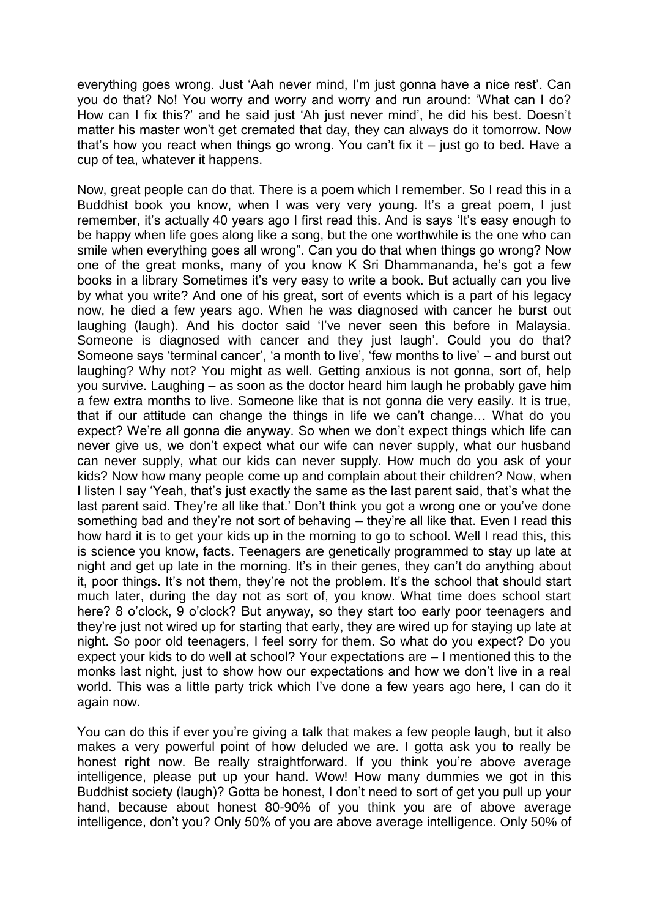everything goes wrong. Just 'Aah never mind, I'm just gonna have a nice rest'. Can you do that? No! You worry and worry and worry and run around: 'What can I do? How can I fix this?' and he said just 'Ah just never mind', he did his best. Doesn't matter his master won't get cremated that day, they can always do it tomorrow. Now that's how you react when things go wrong. You can't fix it – just go to bed. Have a cup of tea, whatever it happens.

Now, great people can do that. There is a poem which I remember. So I read this in a Buddhist book you know, when I was very very young. It's a great poem, I just remember, it's actually 40 years ago I first read this. And is says 'It's easy enough to be happy when life goes along like a song, but the one worthwhile is the one who can smile when everything goes all wrong". Can you do that when things go wrong? Now one of the great monks, many of you know K Sri Dhammananda, he's got a few books in a library Sometimes it's very easy to write a book. But actually can you live by what you write? And one of his great, sort of events which is a part of his legacy now, he died a few years ago. When he was diagnosed with cancer he burst out laughing (laugh). And his doctor said 'I've never seen this before in Malaysia. Someone is diagnosed with cancer and they just laugh'. Could you do that? Someone says 'terminal cancer', 'a month to live', 'few months to live' – and burst out laughing? Why not? You might as well. Getting anxious is not gonna, sort of, help you survive. Laughing – as soon as the doctor heard him laugh he probably gave him a few extra months to live. Someone like that is not gonna die very easily. It is true, that if our attitude can change the things in life we can't change… What do you expect? We're all gonna die anyway. So when we don't expect things which life can never give us, we don't expect what our wife can never supply, what our husband can never supply, what our kids can never supply. How much do you ask of your kids? Now how many people come up and complain about their children? Now, when I listen I say 'Yeah, that's just exactly the same as the last parent said, that's what the last parent said. They're all like that.' Don't think you got a wrong one or you've done something bad and they're not sort of behaving – they're all like that. Even I read this how hard it is to get your kids up in the morning to go to school. Well I read this, this is science you know, facts. Teenagers are genetically programmed to stay up late at night and get up late in the morning. It's in their genes, they can't do anything about it, poor things. It's not them, they're not the problem. It's the school that should start much later, during the day not as sort of, you know. What time does school start here? 8 o'clock, 9 o'clock? But anyway, so they start too early poor teenagers and they're just not wired up for starting that early, they are wired up for staying up late at night. So poor old teenagers, I feel sorry for them. So what do you expect? Do you expect your kids to do well at school? Your expectations are – I mentioned this to the monks last night, just to show how our expectations and how we don't live in a real world. This was a little party trick which I've done a few years ago here, I can do it again now.

You can do this if ever you're giving a talk that makes a few people laugh, but it also makes a very powerful point of how deluded we are. I gotta ask you to really be honest right now. Be really straightforward. If you think you're above average intelligence, please put up your hand. Wow! How many dummies we got in this Buddhist society (laugh)? Gotta be honest, I don't need to sort of get you pull up your hand, because about honest 80-90% of you think you are of above average intelligence, don't you? Only 50% of you are above average intelligence. Only 50% of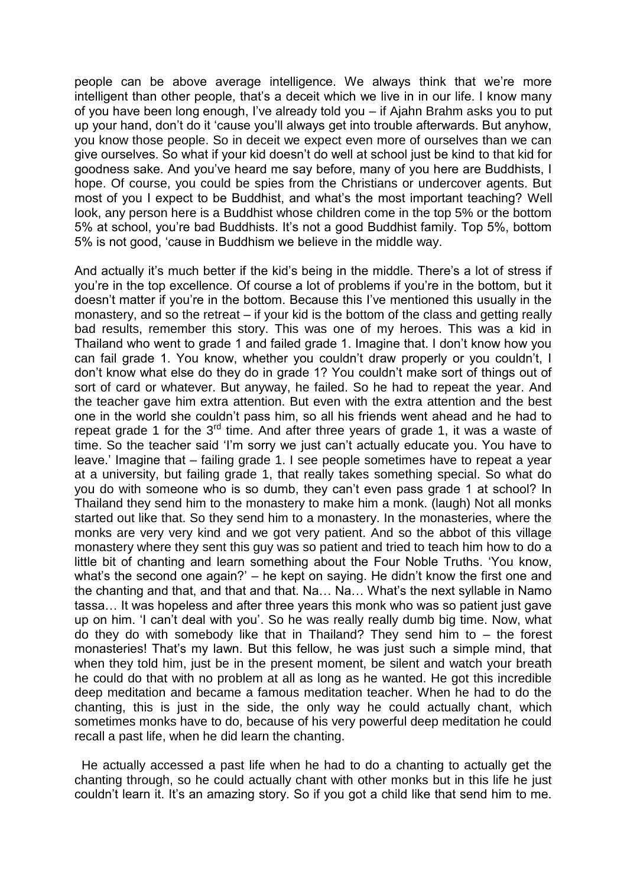people can be above average intelligence. We always think that we're more intelligent than other people, that's a deceit which we live in in our life. I know many of you have been long enough, I've already told you – if Ajahn Brahm asks you to put up your hand, don't do it 'cause you'll always get into trouble afterwards. But anyhow, you know those people. So in deceit we expect even more of ourselves than we can give ourselves. So what if your kid doesn't do well at school just be kind to that kid for goodness sake. And you've heard me say before, many of you here are Buddhists, I hope. Of course, you could be spies from the Christians or undercover agents. But most of you I expect to be Buddhist, and what's the most important teaching? Well look, any person here is a Buddhist whose children come in the top 5% or the bottom 5% at school, you're bad Buddhists. It's not a good Buddhist family. Top 5%, bottom 5% is not good, 'cause in Buddhism we believe in the middle way.

And actually it's much better if the kid's being in the middle. There's a lot of stress if you're in the top excellence. Of course a lot of problems if you're in the bottom, but it doesn't matter if you're in the bottom. Because this I've mentioned this usually in the monastery, and so the retreat – if your kid is the bottom of the class and getting really bad results, remember this story. This was one of my heroes. This was a kid in Thailand who went to grade 1 and failed grade 1. Imagine that. I don't know how you can fail grade 1. You know, whether you couldn't draw properly or you couldn't, I don't know what else do they do in grade 1? You couldn't make sort of things out of sort of card or whatever. But anyway, he failed. So he had to repeat the year. And the teacher gave him extra attention. But even with the extra attention and the best one in the world she couldn't pass him, so all his friends went ahead and he had to repeat grade 1 for the 3rd time. And after three years of grade 1, it was a waste of time. So the teacher said 'I'm sorry we just can't actually educate you. You have to leave.' Imagine that – failing grade 1. I see people sometimes have to repeat a year at a university, but failing grade 1, that really takes something special. So what do you do with someone who is so dumb, they can't even pass grade 1 at school? In Thailand they send him to the monastery to make him a monk. (laugh) Not all monks started out like that. So they send him to a monastery. In the monasteries, where the monks are very very kind and we got very patient. And so the abbot of this village monastery where they sent this guy was so patient and tried to teach him how to do a little bit of chanting and learn something about the Four Noble Truths. 'You know, what's the second one again?' – he kept on saying. He didn't know the first one and the chanting and that, and that and that. Na… Na… What's the next syllable in Namo tassa… It was hopeless and after three years this monk who was so patient just gave up on him. 'I can't deal with you'. So he was really really dumb big time. Now, what do they do with somebody like that in Thailand? They send him to – the forest monasteries! That's my lawn. But this fellow, he was just such a simple mind, that when they told him, just be in the present moment, be silent and watch your breath he could do that with no problem at all as long as he wanted. He got this incredible deep meditation and became a famous meditation teacher. When he had to do the chanting, this is just in the side, the only way he could actually chant, which sometimes monks have to do, because of his very powerful deep meditation he could recall a past life, when he did learn the chanting.

He actually accessed a past life when he had to do a chanting to actually get the chanting through, so he could actually chant with other monks but in this life he just couldn't learn it. It's an amazing story. So if you got a child like that send him to me.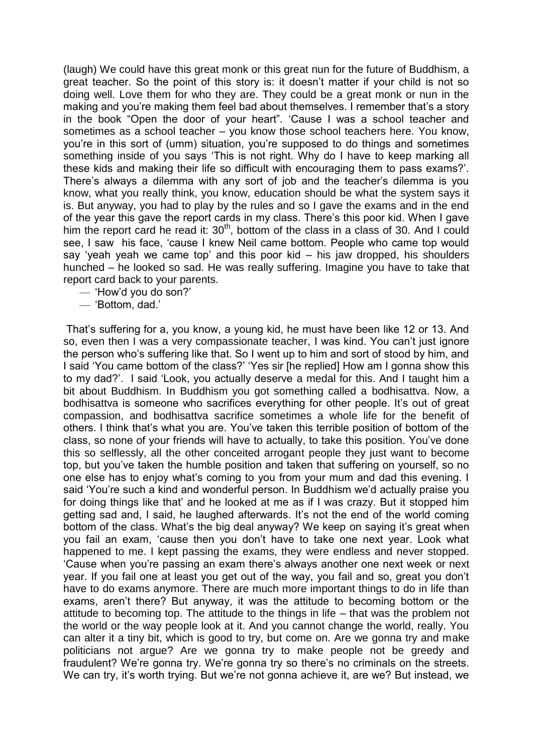(laugh) We could have this great monk or this great nun for the future of Buddhism, a great teacher. So the point of this story is: it doesn't matter if your child is not so doing well. Love them for who they are. They could be a great monk or nun in the making and you're making them feel bad about themselves. I remember that's a story in the book "Open the door of your heart". 'Cause I was a school teacher and sometimes as a school teacher – you know those school teachers here. You know, you're in this sort of (umm) situation, you're supposed to do things and sometimes something inside of you says 'This is not right. Why do I have to keep marking all these kids and making their life so difficult with encouraging them to pass exams?'. There's always a dilemma with any sort of job and the teacher's dilemma is you know, what you really think, you know, education should be what the system says it is. But anyway, you had to play by the rules and so I gave the exams and in the end of the year this gave the report cards in my class. There's this poor kid. When I gave him the report card he read it: 30th, bottom of the class in a class of 30. And I could see, I saw his face, 'cause I knew Neil came bottom. People who came top would say 'yeah yeah we came top' and this poor kid – his jaw dropped, his shoulders hunched – he looked so sad. He was really suffering. Imagine you have to take that report card back to your parents.

— 'How'd you do son?'
— 'Bottom, dad.'

That's suffering for a, you know, a young kid, he must have been like 12 or 13. And so, even then I was a very compassionate teacher, I was kind. You can't just ignore the person who's suffering like that. So I went up to him and sort of stood by him, and I said 'You came bottom of the class?' 'Yes sir [he replied] How am I gonna show this to my dad?'. I said 'Look, you actually deserve a medal for this. And I taught him a bit about Buddhism. In Buddhism you got something called a bodhisattva. Now, a bodhisattva is someone who sacrifices everything for other people. It's out of great compassion, and bodhisattva sacrifice sometimes a whole life for the benefit of others. I think that's what you are. You've taken this terrible position of bottom of the class, so none of your friends will have to actually, to take this position. You've done this so selflessly, all the other conceited arrogant people they just want to become top, but you've taken the humble position and taken that suffering on yourself, so no one else has to enjoy what's coming to you from your mum and dad this evening. I said 'You're such a kind and wonderful person. In Buddhism we'd actually praise you for doing things like that' and he looked at me as if I was crazy. But it stopped him getting sad and, I said, he laughed afterwards. It's not the end of the world coming bottom of the class. What's the big deal anyway? We keep on saying it's great when you fail an exam, 'cause then you don't have to take one next year. Look what happened to me. I kept passing the exams, they were endless and never stopped. 'Cause when you're passing an exam there's always another one next week or next year. If you fail one at least you get out of the way, you fail and so, great you don't have to do exams anymore. There are much more important things to do in life than exams, aren't there? But anyway, it was the attitude to becoming bottom or the attitude to becoming top. The attitude to the things in life – that was the problem not the world or the way people look at it. And you cannot change the world, really. You can alter it a tiny bit, which is good to try, but come on. Are we gonna try and make politicians not argue? Are we gonna try to make people not be greedy and fraudulent? We're gonna try. We're gonna try so there's no criminals on the streets. We can try, it's worth trying. But we're not gonna achieve it, are we? But instead, we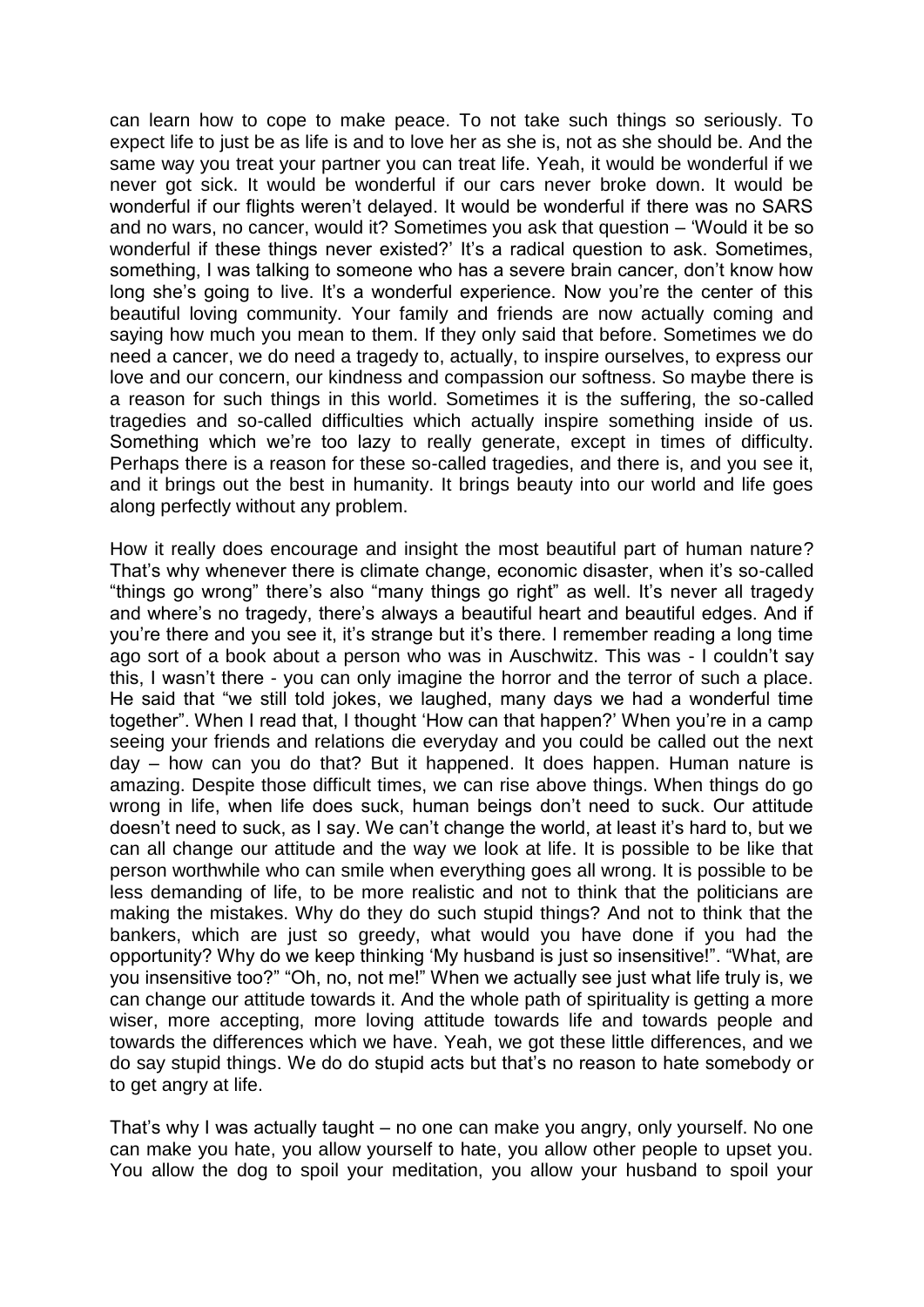can learn how to cope to make peace. To not take such things so seriously. To expect life to just be as life is and to love her as she is, not as she should be. And the same way you treat your partner you can treat life. Yeah, it would be wonderful if we never got sick. It would be wonderful if our cars never broke down. It would be wonderful if our flights weren't delayed. It would be wonderful if there was no SARS and no wars, no cancer, would it? Sometimes you ask that question – 'Would it be so wonderful if these things never existed?' It's a radical question to ask. Sometimes, something, I was talking to someone who has a severe brain cancer, don't know how long she's going to live. It's a wonderful experience. Now you're the center of this beautiful loving community. Your family and friends are now actually coming and saying how much you mean to them. If they only said that before. Sometimes we do need a cancer, we do need a tragedy to, actually, to inspire ourselves, to express our love and our concern, our kindness and compassion our softness. So maybe there is a reason for such things in this world. Sometimes it is the suffering, the so-called tragedies and so-called difficulties which actually inspire something inside of us. Something which we're too lazy to really generate, except in times of difficulty. Perhaps there is a reason for these so-called tragedies, and there is, and you see it, and it brings out the best in humanity. It brings beauty into our world and life goes along perfectly without any problem.

How it really does encourage and insight the most beautiful part of human nature? That's why whenever there is climate change, economic disaster, when it's so-called "things go wrong" there's also "many things go right" as well. It's never all tragedy and where's no tragedy, there's always a beautiful heart and beautiful edges. And if you're there and you see it, it's strange but it's there. I remember reading a long time ago sort of a book about a person who was in Auschwitz. This was - I couldn't say this, I wasn't there - you can only imagine the horror and the terror of such a place. He said that "we still told jokes, we laughed, many days we had a wonderful time together". When I read that, I thought 'How can that happen?' When you're in a camp seeing your friends and relations die everyday and you could be called out the next day – how can you do that? But it happened. It does happen. Human nature is amazing. Despite those difficult times, we can rise above things. When things do go wrong in life, when life does suck, human beings don't need to suck. Our attitude doesn't need to suck, as I say. We can't change the world, at least it's hard to, but we can all change our attitude and the way we look at life. It is possible to be like that person worthwhile who can smile when everything goes all wrong. It is possible to be less demanding of life, to be more realistic and not to think that the politicians are making the mistakes. Why do they do such stupid things? And not to think that the bankers, which are just so greedy, what would you have done if you had the opportunity? Why do we keep thinking 'My husband is just so insensitive!". "What, are you insensitive too?" "Oh, no, not me!" When we actually see just what life truly is, we can change our attitude towards it. And the whole path of spirituality is getting a more wiser, more accepting, more loving attitude towards life and towards people and towards the differences which we have. Yeah, we got these little differences, and we do say stupid things. We do do stupid acts but that's no reason to hate somebody or to get angry at life.

That's why I was actually taught – no one can make you angry, only yourself. No one can make you hate, you allow yourself to hate, you allow other people to upset you. You allow the dog to spoil your meditation, you allow your husband to spoil your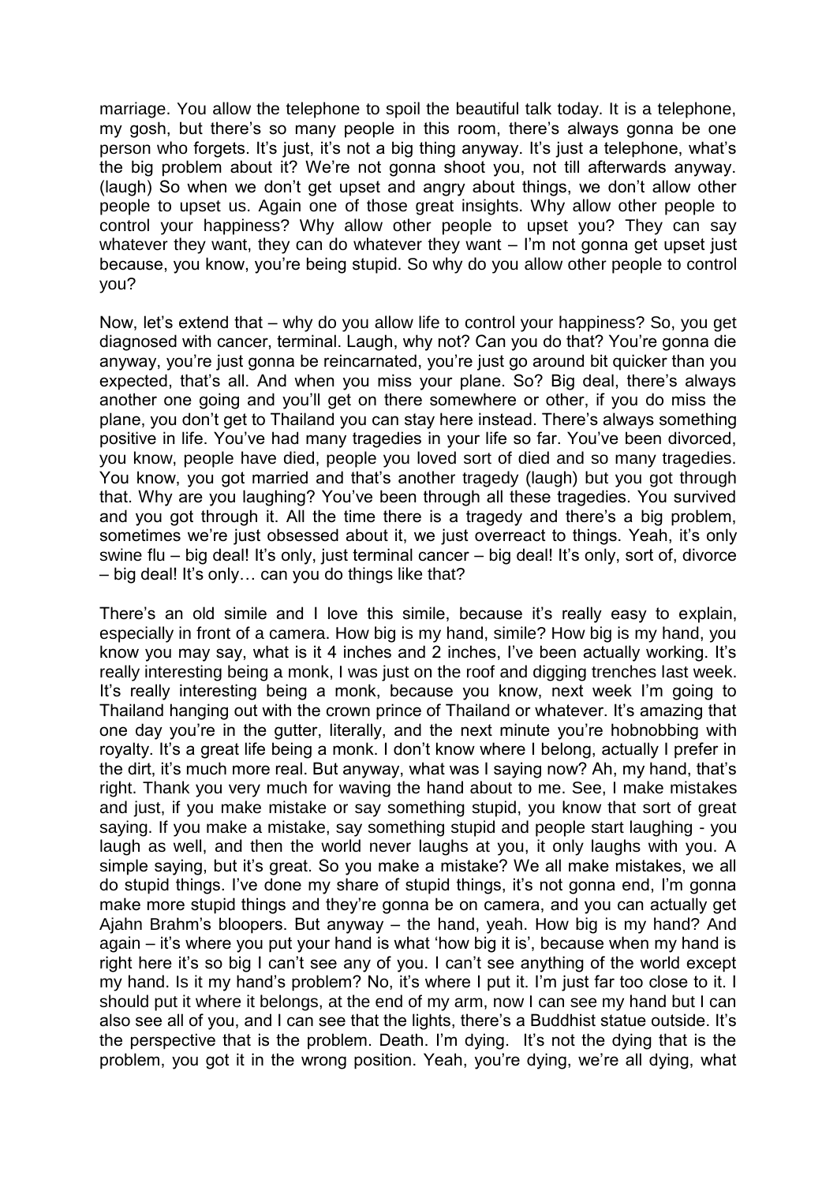marriage. You allow the telephone to spoil the beautiful talk today. It is a telephone, my gosh, but there's so many people in this room, there's always gonna be one person who forgets. It's just, it's not a big thing anyway. It's just a telephone, what's the big problem about it? We're not gonna shoot you, not till afterwards anyway. (laugh) So when we don't get upset and angry about things, we don't allow other people to upset us. Again one of those great insights. Why allow other people to control your happiness? Why allow other people to upset you? They can say whatever they want, they can do whatever they want – I'm not gonna get upset just because, you know, you're being stupid. So why do you allow other people to control you?

Now, let's extend that – why do you allow life to control your happiness? So, you get diagnosed with cancer, terminal. Laugh, why not? Can you do that? You're gonna die anyway, you're just gonna be reincarnated, you're just go around bit quicker than you expected, that's all. And when you miss your plane. So? Big deal, there's always another one going and you'll get on there somewhere or other, if you do miss the plane, you don't get to Thailand you can stay here instead. There's always something positive in life. You've had many tragedies in your life so far. You've been divorced, you know, people have died, people you loved sort of died and so many tragedies. You know, you got married and that's another tragedy (laugh) but you got through that. Why are you laughing? You've been through all these tragedies. You survived and you got through it. All the time there is a tragedy and there's a big problem, sometimes we're just obsessed about it, we just overreact to things. Yeah, it's only swine flu – big deal! It's only, just terminal cancer – big deal! It's only, sort of, divorce – big deal! It's only… can you do things like that?

There's an old simile and I love this simile, because it's really easy to explain, especially in front of a camera. How big is my hand, simile? How big is my hand, you know you may say, what is it 4 inches and 2 inches, I've been actually working. It's really interesting being a monk, I was just on the roof and digging trenches last week. It's really interesting being a monk, because you know, next week I'm going to Thailand hanging out with the crown prince of Thailand or whatever. It's amazing that one day you're in the gutter, literally, and the next minute you're hobnobbing with royalty. It's a great life being a monk. I don't know where I belong, actually I prefer in the dirt, it's much more real. But anyway, what was I saying now? Ah, my hand, that's right. Thank you very much for waving the hand about to me. See, I make mistakes and just, if you make mistake or say something stupid, you know that sort of great saying. If you make a mistake, say something stupid and people start laughing - you laugh as well, and then the world never laughs at you, it only laughs with you. A simple saying, but it's great. So you make a mistake? We all make mistakes, we all do stupid things. I've done my share of stupid things, it's not gonna end, I'm gonna make more stupid things and they're gonna be on camera, and you can actually get Ajahn Brahm's bloopers. But anyway – the hand, yeah. How big is my hand? And again – it's where you put your hand is what 'how big it is', because when my hand is right here it's so big I can't see any of you. I can't see anything of the world except my hand. Is it my hand's problem? No, it's where I put it. I'm just far too close to it. I should put it where it belongs, at the end of my arm, now I can see my hand but I can also see all of you, and I can see that the lights, there's a Buddhist statue outside. It's the perspective that is the problem. Death. I'm dying. It's not the dying that is the problem, you got it in the wrong position. Yeah, you're dying, we're all dying, what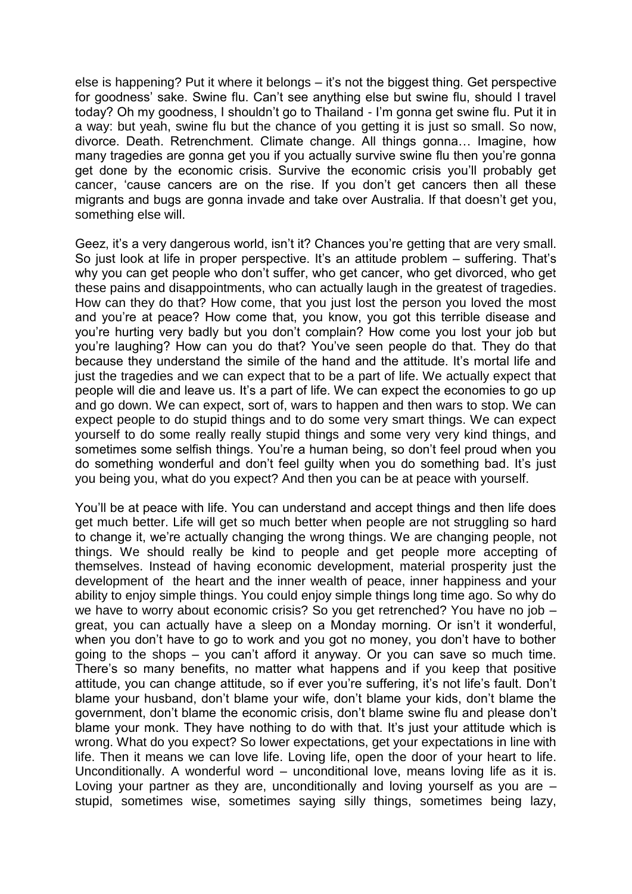else is happening? Put it where it belongs – it's not the biggest thing. Get perspective for goodness' sake. Swine flu. Can't see anything else but swine flu, should I travel today? Oh my goodness, I shouldn't go to Thailand - I'm gonna get swine flu. Put it in a way: but yeah, swine flu but the chance of you getting it is just so small. So now, divorce. Death. Retrenchment. Climate change. All things gonna… Imagine, how many tragedies are gonna get you if you actually survive swine flu then you're gonna get done by the economic crisis. Survive the economic crisis you'll probably get cancer, 'cause cancers are on the rise. If you don't get cancers then all these migrants and bugs are gonna invade and take over Australia. If that doesn't get you, something else will.

Geez, it's a very dangerous world, isn't it? Chances you're getting that are very small. So just look at life in proper perspective. It's an attitude problem – suffering. That's why you can get people who don't suffer, who get cancer, who get divorced, who get these pains and disappointments, who can actually laugh in the greatest of tragedies. How can they do that? How come, that you just lost the person you loved the most and you're at peace? How come that, you know, you got this terrible disease and you're hurting very badly but you don't complain? How come you lost your job but you're laughing? How can you do that? You've seen people do that. They do that because they understand the simile of the hand and the attitude. It's mortal life and just the tragedies and we can expect that to be a part of life. We actually expect that people will die and leave us. It's a part of life. We can expect the economies to go up and go down. We can expect, sort of, wars to happen and then wars to stop. We can expect people to do stupid things and to do some very smart things. We can expect yourself to do some really really stupid things and some very very kind things, and sometimes some selfish things. You're a human being, so don't feel proud when you do something wonderful and don't feel guilty when you do something bad. It's just you being you, what do you expect? And then you can be at peace with yourself.

You'll be at peace with life. You can understand and accept things and then life does get much better. Life will get so much better when people are not struggling so hard to change it, we're actually changing the wrong things. We are changing people, not things. We should really be kind to people and get people more accepting of themselves. Instead of having economic development, material prosperity just the development of the heart and the inner wealth of peace, inner happiness and your ability to enjoy simple things. You could enjoy simple things long time ago. So why do we have to worry about economic crisis? So you get retrenched? You have no job – great, you can actually have a sleep on a Monday morning. Or isn't it wonderful, when you don't have to go to work and you got no money, you don't have to bother going to the shops – you can't afford it anyway. Or you can save so much time. There's so many benefits, no matter what happens and if you keep that positive attitude, you can change attitude, so if ever you're suffering, it's not life's fault. Don't blame your husband, don't blame your wife, don't blame your kids, don't blame the government, don't blame the economic crisis, don't blame swine flu and please don't blame your monk. They have nothing to do with that. It's just your attitude which is wrong. What do you expect? So lower expectations, get your expectations in line with life. Then it means we can love life. Loving life, open the door of your heart to life. Unconditionally. A wonderful word – unconditional love, means loving life as it is. Loving your partner as they are, unconditionally and loving yourself as you are – stupid, sometimes wise, sometimes saying silly things, sometimes being lazy,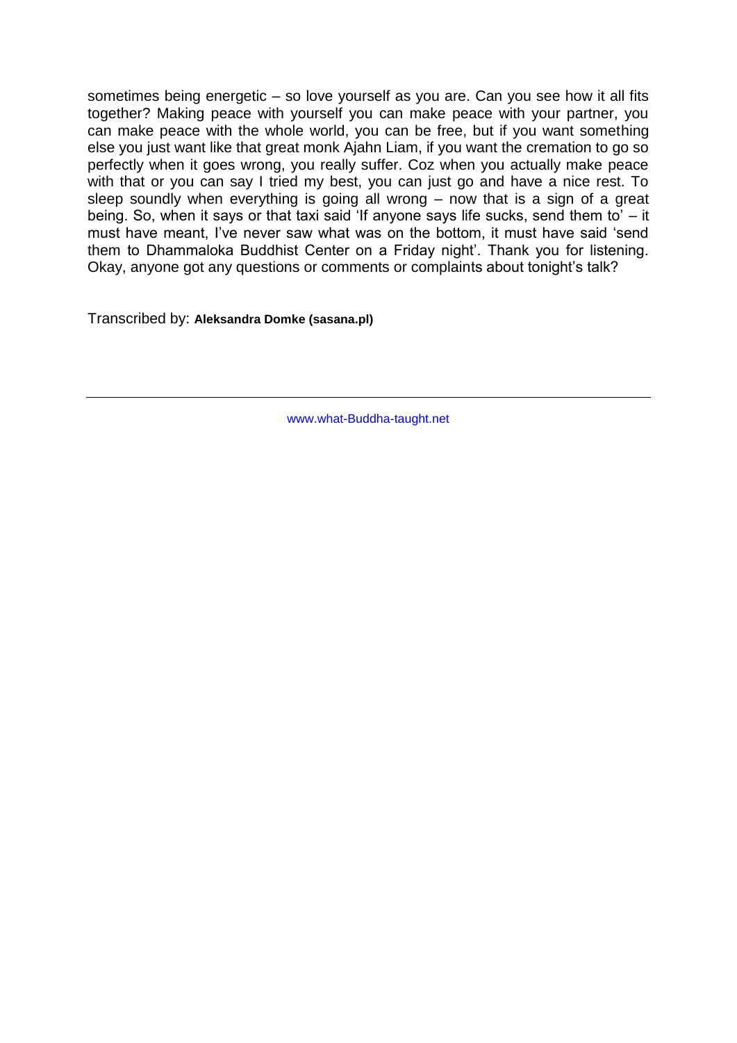sometimes being energetic – so love yourself as you are. Can you see how it all fits together? Making peace with yourself you can make peace with your partner, you can make peace with the whole world, you can be free, but if you want something else you just want like that great monk Ajahn Liam, if you want the cremation to go so perfectly when it goes wrong, you really suffer. Coz when you actually make peace with that or you can say I tried my best, you can just go and have a nice rest. To sleep soundly when everything is going all wrong – now that is a sign of a great being. So, when it says or that taxi said 'If anyone says life sucks, send them to' – it must have meant, I've never saw what was on the bottom, it must have said 'send them to Dhammaloka Buddhist Center on a Friday night'. Thank you for listening. Okay, anyone got any questions or comments or complaints about tonight's talk?

Transcribed by: **Aleksandra Domke (sasana.pl)**

---

www.what-Buddha-taught.net